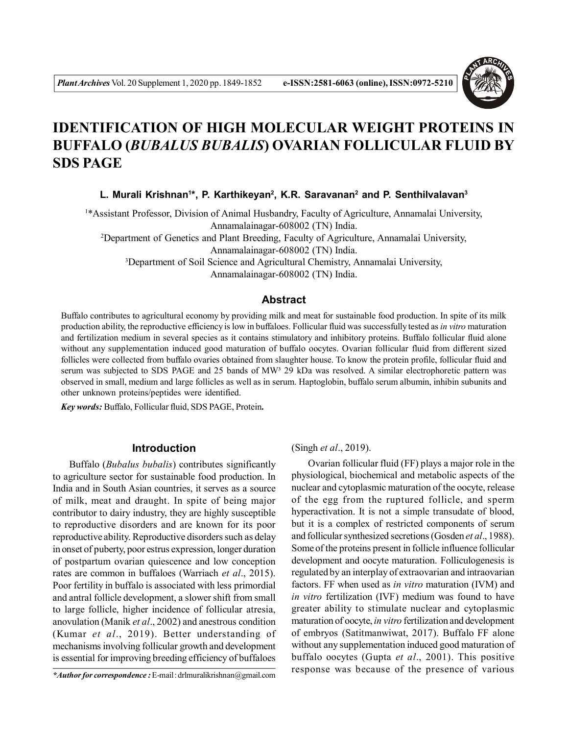# IDENTIFICATION OF HIGH MOLECULAR WEIGHT PROTEINS IN BUFFALO (*BUBALUS BUBALIS*) OVARIAN FOLLICULAR FLUID BY SDS PAGE

**L. Murali Krishnan[1]*, P. Karthikeyan[2], K.R. Saravanan[2] and P. Senthilvalavan[3]**

[1]*Assistant Professor, Division of Animal Husbandry, Faculty of Agriculture, Annamalai University, Annamalainagar-608002 (TN) India.

[2]Department of Genetics and Plant Breeding, Faculty of Agriculture, Annamalai University, Annamalainagar-608002 (TN) India.

[3]Department of Soil Science and Agricultural Chemistry, Annamalai University, Annamalainagar-608002 (TN) India.

## Abstract

Buffalo contributes to agricultural economy by providing milk and meat for sustainable food production. In spite of its milk production ability, the reproductive efficiency is low in buffaloes. Follicular fluid was successfully tested as *in vitro* maturation and fertilization medium in several species as it contains stimulatory and inhibitory proteins. Buffalo follicular fluid alone without any supplementation induced good maturation of buffalo oocytes. Ovarian follicular fluid from different sized follicles were collected from buffalo ovaries obtained from slaughter house. To know the protein profile, follicular fluid and serum was subjected to SDS PAGE and 25 bands of MW³ 29 kDa was resolved. A similar electrophoretic pattern was observed in small, medium and large follicles as well as in serum. Haptoglobin, buffalo serum albumin, inhibin subunits and other unknown proteins/peptides were identified.

***Key words:*** Buffalo, Follicular fluid, SDS PAGE, Protein**.**

## Introduction

Buffalo (*Bubalus bubalis*) contributes significantly to agriculture sector for sustainable food production. In India and in South Asian countries, it serves as a source of milk, meat and draught. In spite of being major contributor to dairy industry, they are highly susceptible to reproductive disorders and are known for its poor reproductive ability. Reproductive disorders such as delay in onset of puberty, poor estrus expression, longer duration of postpartum ovarian quiescence and low conception rates are common in buffaloes (Warriach *et al*., 2015). Poor fertility in buffalo is associated with less primordial and antral follicle development, a slower shift from small to large follicle, higher incidence of follicular atresia, anovulation (Manik *et al*., 2002) and anestrous condition (Kumar *et al*., 2019). Better understanding of mechanisms involving follicular growth and development is essential for improving breeding efficiency of buffaloes (Singh *et al*., 2019).

Ovarian follicular fluid (FF) plays a major role in the physiological, biochemical and metabolic aspects of the nuclear and cytoplasmic maturation of the oocyte, release of the egg from the ruptured follicle, and sperm hyperactivation. It is not a simple transudate of blood, but it is a complex of restricted components of serum and follicular synthesized secretions (Gosden *et al*., 1988). Some of the proteins present in follicle influence follicular development and oocyte maturation. Folliculogenesis is regulated by an interplay of extraovarian and intraovarian factors. FF when used as *in vitro* maturation (IVM) and *in vitro* fertilization (IVF) medium was found to have greater ability to stimulate nuclear and cytoplasmic maturation of oocyte, *in vitro* fertilization and development of embryos (Satitmanwiwat, 2017). Buffalo FF alone without any supplementation induced good maturation of buffalo oocytes (Gupta *et al*., 2001). This positive response was because of the presence of various

***Author for correspondence :** E-mail : drlmuralikrishnan@gmail.com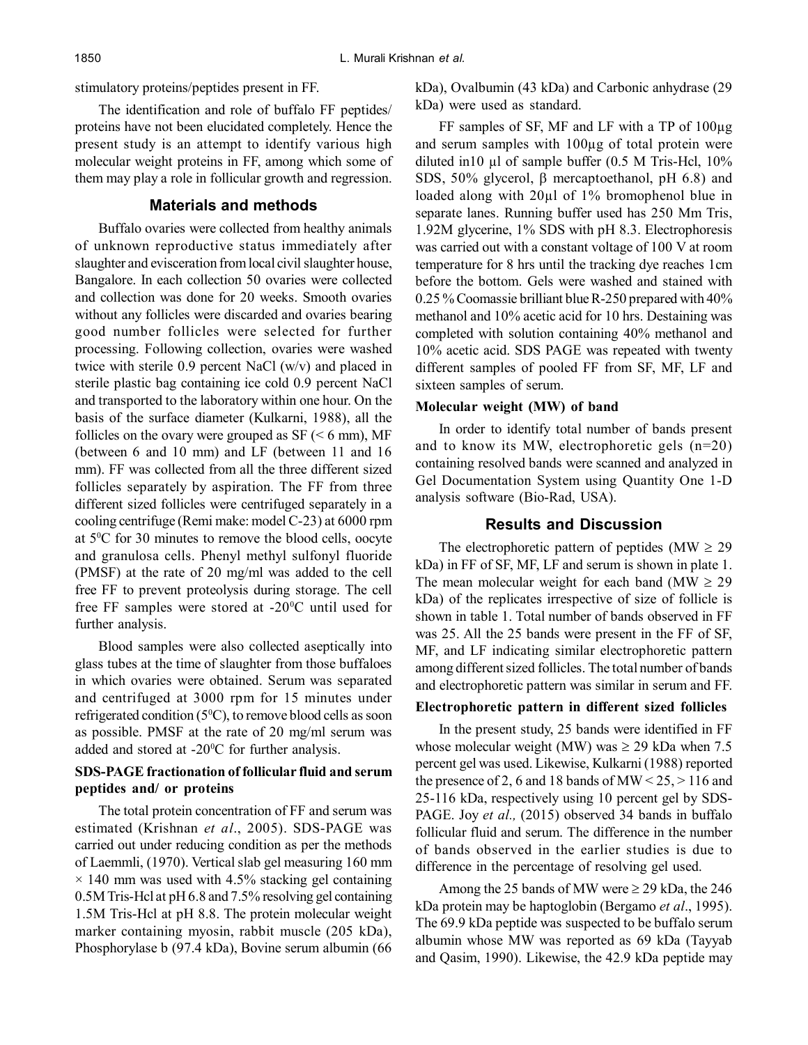stimulatory proteins/peptides present in FF.

The identification and role of buffalo FF peptides/ proteins have not been elucidated completely. Hence the present study is an attempt to identify various high molecular weight proteins in FF, among which some of them may play a role in follicular growth and regression.

## Materials and methods

Buffalo ovaries were collected from healthy animals of unknown reproductive status immediately after slaughter and evisceration from local civil slaughter house, Bangalore. In each collection 50 ovaries were collected and collection was done for 20 weeks. Smooth ovaries without any follicles were discarded and ovaries bearing good number follicles were selected for further processing. Following collection, ovaries were washed twice with sterile 0.9 percent NaCl (w/v) and placed in sterile plastic bag containing ice cold 0.9 percent NaCl and transported to the laboratory within one hour. On the basis of the surface diameter (Kulkarni, 1988), all the follicles on the ovary were grouped as SF (< 6 mm), MF (between 6 and 10 mm) and LF (between 11 and 16 mm). FF was collected from all the three different sized follicles separately by aspiration. The FF from three different sized follicles were centrifuged separately in a cooling centrifuge (Remi make: model C-23) at 6000 rpm at $5^0$C for 30 minutes to remove the blood cells, oocyte and granulosa cells. Phenyl methyl sulfonyl fluoride (PMSF) at the rate of 20 mg/ml was added to the cell free FF to prevent proteolysis during storage. The cell free FF samples were stored at -$20^0$C until used for further analysis.

Blood samples were also collected aseptically into glass tubes at the time of slaughter from those buffaloes in which ovaries were obtained. Serum was separated and centrifuged at 3000 rpm for 15 minutes under refrigerated condition ($5^0$C), to remove blood cells as soon as possible. PMSF at the rate of 20 mg/ml serum was added and stored at -$20^0$C for further analysis.

### SDS-PAGE fractionation of follicular fluid and serum peptides and/ or proteins

The total protein concentration of FF and serum was estimated (Krishnan *et al*., 2005). SDS-PAGE was carried out under reducing condition as per the methods of Laemmli, (1970). Vertical slab gel measuring 160 mm × 140 mm was used with 4.5% stacking gel containing 0.5M Tris-Hcl at pH 6.8 and 7.5% resolving gel containing 1.5M Tris-Hcl at pH 8.8. The protein molecular weight marker containing myosin, rabbit muscle (205 kDa), Phosphorylase b (97.4 kDa), Bovine serum albumin (66 kDa), Ovalbumin (43 kDa) and Carbonic anhydrase (29 kDa) were used as standard.

FF samples of SF, MF and LF with a TP of 100µg and serum samples with 100µg of total protein were diluted in10 µl of sample buffer (0.5 M Tris-Hcl, 10% SDS, 50% glycerol, β mercaptoethanol, pH 6.8) and loaded along with 20µl of 1% bromophenol blue in separate lanes. Running buffer used has 250 Mm Tris, 1.92M glycerine, 1% SDS with pH 8.3. Electrophoresis was carried out with a constant voltage of 100 V at room temperature for 8 hrs until the tracking dye reaches 1cm before the bottom. Gels were washed and stained with 0.25 % Coomassie brilliant blue R-250 prepared with 40% methanol and 10% acetic acid for 10 hrs. Destaining was completed with solution containing 40% methanol and 10% acetic acid. SDS PAGE was repeated with twenty different samples of pooled FF from SF, MF, LF and sixteen samples of serum.

### Molecular weight (MW) of band

In order to identify total number of bands present and to know its MW, electrophoretic gels (n=20) containing resolved bands were scanned and analyzed in Gel Documentation System using Quantity One 1-D analysis software (Bio-Rad, USA).

## Results and Discussion

The electrophoretic pattern of peptides (MW ≥ 29 kDa) in FF of SF, MF, LF and serum is shown in plate 1. The mean molecular weight for each band (MW ≥ 29 kDa) of the replicates irrespective of size of follicle is shown in table 1. Total number of bands observed in FF was 25. All the 25 bands were present in the FF of SF, MF, and LF indicating similar electrophoretic pattern among different sized follicles. The total number of bands and electrophoretic pattern was similar in serum and FF.

### Electrophoretic pattern in different sized follicles

In the present study, 25 bands were identified in FF whose molecular weight (MW) was ≥ 29 kDa when 7.5 percent gel was used. Likewise, Kulkarni (1988) reported the presence of 2, 6 and 18 bands of MW < 25, > 116 and 25-116 kDa, respectively using 10 percent gel by SDS-PAGE. Joy *et al.,* (2015) observed 34 bands in buffalo follicular fluid and serum. The difference in the number of bands observed in the earlier studies is due to difference in the percentage of resolving gel used.

Among the 25 bands of MW were ≥ 29 kDa, the 246 kDa protein may be haptoglobin (Bergamo *et al*., 1995). The 69.9 kDa peptide was suspected to be buffalo serum albumin whose MW was reported as 69 kDa (Tayyab and Qasim, 1990). Likewise, the 42.9 kDa peptide may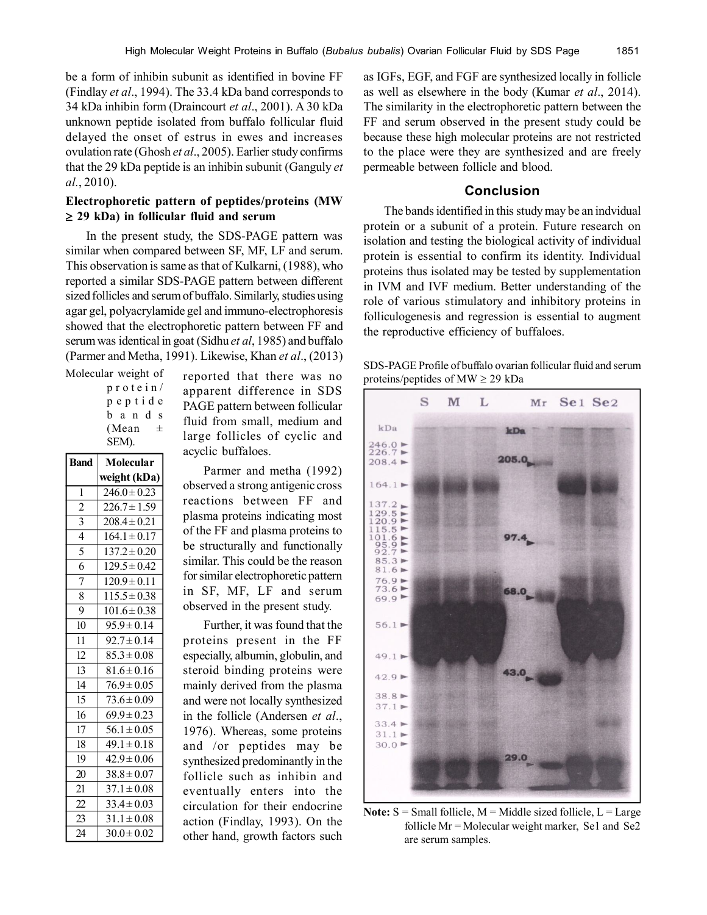be a form of inhibin subunit as identified in bovine FF (Findlay *et al*., 1994). The 33.4 kDa band corresponds to 34 kDa inhibin form (Draincourt *et al*., 2001). A 30 kDa unknown peptide isolated from buffalo follicular fluid delayed the onset of estrus in ewes and increases ovulation rate (Ghosh *et al*., 2005). Earlier study confirms that the 29 kDa peptide is an inhibin subunit (Ganguly *et al.*, 2010).

**Electrophoretic pattern of peptides/proteins (MW ≥ 29 kDa) in follicular fluid and serum**

In the present study, the SDS-PAGE pattern was similar when compared between SF, MF, LF and serum. This observation is same as that of Kulkarni, (1988), who reported a similar SDS-PAGE pattern between different sized follicles and serum of buffalo. Similarly, studies using agar gel, polyacrylamide gel and immuno-electrophoresis showed that the electrophoretic pattern between FF and serum was identical in goat (Sidhu *et al*, 1985) and buffalo (Parmer and Metha, 1991). Likewise, Khan *et al*., (2013) reported that there was no apparent difference in SDS PAGE pattern between follicular fluid from small, medium and large follicles of cyclic and acyclic buffaloes.

Parmer and metha (1992) observed a strong antigenic cross reactions between FF and plasma proteins indicating most of the FF and plasma proteins to be structurally and functionally similar. This could be the reason for similar electrophoretic pattern in SF, MF, LF and serum observed in the present study.

Further, it was found that the proteins present in the FF especially, albumin, globulin, and steroid binding proteins were mainly derived from the plasma and were not locally synthesized in the follicle (Andersen *et al*., 1976). Whereas, some proteins and /or peptides may be synthesized predominantly in the follicle such as inhibin and eventually enters into the circulation for their endocrine action (Findlay, 1993). On the other hand, growth factors such as IGFs, EGF, and FGF are synthesized locally in follicle as well as elsewhere in the body (Kumar *et al*., 2014). The similarity in the electrophoretic pattern between the FF and serum observed in the present study could be because these high molecular proteins are not restricted to the place were they are synthesized and are freely permeable between follicle and blood.

Molecular weight of protein/peptide bands (Mean ± SEM).

| Band | Molecular weight (kDa) |
|---|---|
| 1 | 246.0 ± 0.23 |
| 2 | 226.7 ± 1.59 |
| 3 | 208.4 ± 0.21 |
| 4 | 164.1 ± 0.17 |
| 5 | 137.2 ± 0.20 |
| 6 | 129.5 ± 0.42 |
| 7 | 120.9 ± 0.11 |
| 8 | 115.5 ± 0.38 |
| 9 | 101.6 ± 0.38 |
| 10 | 95.9 ± 0.14 |
| 11 | 92.7 ± 0.14 |
| 12 | 85.3 ± 0.08 |
| 13 | 81.6 ± 0.16 |
| 14 | 76.9 ± 0.05 |
| 15 | 73.6 ± 0.09 |
| 16 | 69.9 ± 0.23 |
| 17 | 56.1 ± 0.05 |
| 18 | 49.1 ± 0.18 |
| 19 | 42.9 ± 0.06 |
| 20 | 38.8 ± 0.07 |
| 21 | 37.1 ± 0.08 |
| 22 | 33.4 ± 0.03 |
| 23 | 31.1 ± 0.08 |
| 24 | 30.0 ± 0.02 |

## Conclusion

The bands identified in this study may be an indvidual protein or a subunit of a protein. Future research on isolation and testing the biological activity of individual protein is essential to confirm its identity. Individual proteins thus isolated may be tested by supplementation in IVM and IVF medium. Better understanding of the role of various stimulatory and inhibitory proteins in folliculogenesis and regression is essential to augment the reproductive efficiency of buffaloes.

SDS-PAGE Profile of buffalo ovarian follicular fluid and serum proteins/peptides of MW ≥ 29 kDa

**Note:** S = Small follicle, M = Middle sized follicle, L = Large follicle Mr = Molecular weight marker, Se1 and Se2 are serum samples.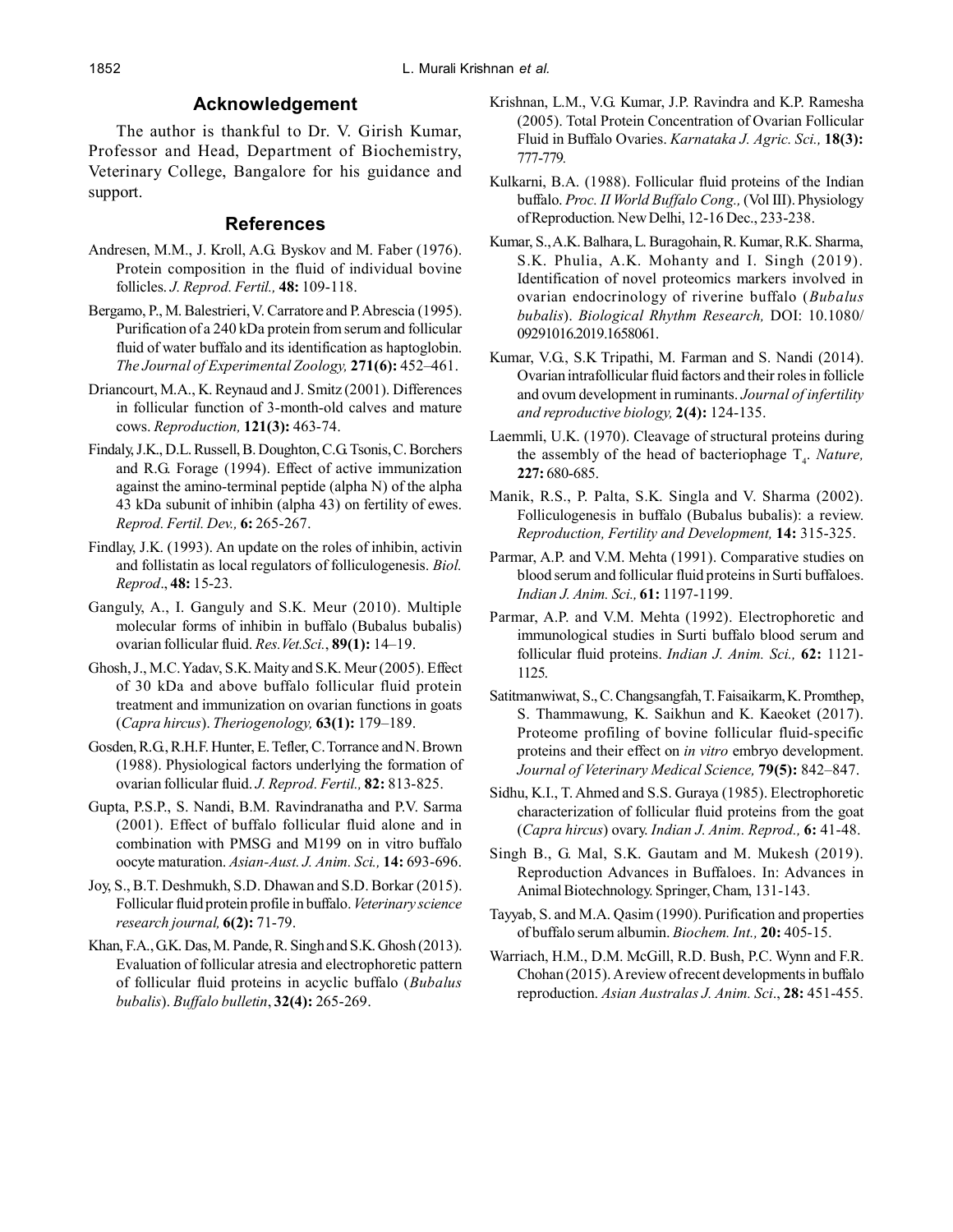## Acknowledgement

The author is thankful to Dr. V. Girish Kumar, Professor and Head, Department of Biochemistry, Veterinary College, Bangalore for his guidance and support.

## References

Andresen, M.M., J. Kroll, A.G. Byskov and M. Faber (1976). Protein composition in the fluid of individual bovine follicles. *J. Reprod. Fertil.,* **48:** 109-118.

Bergamo, P., M. Balestrieri, V. Carratore and P. Abrescia (1995). Purification of a 240 kDa protein from serum and follicular fluid of water buffalo and its identification as haptoglobin. *The Journal of Experimental Zoology,* **271(6):** 452–461.

Driancourt, M.A., K. Reynaud and J. Smitz (2001). Differences in follicular function of 3-month-old calves and mature cows. *Reproduction,* **121(3):** 463-74.

Findaly, J.K., D.L. Russell, B. Doughton, C.G. Tsonis, C. Borchers and R.G. Forage (1994). Effect of active immunization against the amino-terminal peptide (alpha N) of the alpha 43 kDa subunit of inhibin (alpha 43) on fertility of ewes. *Reprod. Fertil. Dev.,* **6:** 265-267.

Findlay, J.K. (1993). An update on the roles of inhibin, activin and follistatin as local regulators of folliculogenesis. *Biol. Reprod*., **48:** 15-23.

Ganguly, A., I. Ganguly and S.K. Meur (2010). Multiple molecular forms of inhibin in buffalo (Bubalus bubalis) ovarian follicular fluid. *Res.Vet.Sci.*, **89(1):** 14–19.

Ghosh, J., M.C. Yadav, S.K. Maity and S.K. Meur (2005). Effect of 30 kDa and above buffalo follicular fluid protein treatment and immunization on ovarian functions in goats (*Capra hircus*). *Theriogenology,* **63(1):** 179–189.

Gosden, R.G., R.H.F. Hunter, E. Tefler, C. Torrance and N. Brown (1988). Physiological factors underlying the formation of ovarian follicular fluid. *J. Reprod. Fertil.,* **82:** 813-825.

Gupta, P.S.P., S. Nandi, B.M. Ravindranatha and P.V. Sarma (2001). Effect of buffalo follicular fluid alone and in combination with PMSG and M199 on in vitro buffalo oocyte maturation. *Asian-Aust. J. Anim. Sci.,* **14:** 693-696.

Joy, S., B.T. Deshmukh, S.D. Dhawan and S.D. Borkar (2015). Follicular fluid protein profile in buffalo. *Veterinary science research journal,* **6(2):** 71-79.

Khan, F.A., G.K. Das, M. Pande, R. Singh and S.K. Ghosh (2013). Evaluation of follicular atresia and electrophoretic pattern of follicular fluid proteins in acyclic buffalo (*Bubalus bubalis*). *Buffalo bulletin*, **32(4):** 265-269.

Krishnan, L.M., V.G. Kumar, J.P. Ravindra and K.P. Ramesha (2005). Total Protein Concentration of Ovarian Follicular Fluid in Buffalo Ovaries. *Karnataka J. Agric. Sci.,* **18(3):** 777-779.

Kulkarni, B.A. (1988). Follicular fluid proteins of the Indian buffalo. *Proc. II World Buffalo Cong.,* (Vol III). Physiology of Reproduction. New Delhi, 12-16 Dec., 233-238.

Kumar, S., A.K. Balhara, L. Buragohain, R. Kumar, R.K. Sharma, S.K. Phulia, A.K. Mohanty and I. Singh (2019). Identification of novel proteomics markers involved in ovarian endocrinology of riverine buffalo (*Bubalus bubalis*). *Biological Rhythm Research,* DOI: 10.1080/09291016.2019.1658061.

Kumar, V.G., S.K Tripathi, M. Farman and S. Nandi (2014). Ovarian intrafollicular fluid factors and their roles in follicle and ovum development in ruminants. *Journal of infertility and reproductive biology,* **2(4):** 124-135.

Laemmli, U.K. (1970). Cleavage of structural proteins during the assembly of the head of bacteriophage $T_4$. *Nature,* **227:** 680-685.

Manik, R.S., P. Palta, S.K. Singla and V. Sharma (2002). Folliculogenesis in buffalo (Bubalus bubalis): a review. *Reproduction, Fertility and Development,* **14:** 315-325.

Parmar, A.P. and V.M. Mehta (1991). Comparative studies on blood serum and follicular fluid proteins in Surti buffaloes. *Indian J. Anim. Sci.,* **61:** 1197-1199.

Parmar, A.P. and V.M. Mehta (1992). Electrophoretic and immunological studies in Surti buffalo blood serum and follicular fluid proteins. *Indian J. Anim. Sci.,* **62:** 1121-1125.

Satitmanwiwat, S., C. Changsangfah, T. Faisaikarm, K. Promthep, S. Thammawung, K. Saikhun and K. Kaeoket (2017). Proteome profiling of bovine follicular fluid-specific proteins and their effect on *in vitro* embryo development. *Journal of Veterinary Medical Science,* **79(5):** 842–847.

Sidhu, K.I., T. Ahmed and S.S. Guraya (1985). Electrophoretic characterization of follicular fluid proteins from the goat (*Capra hircus*) ovary. *Indian J. Anim. Reprod.,* **6:** 41-48.

Singh B., G. Mal, S.K. Gautam and M. Mukesh (2019). Reproduction Advances in Buffaloes. In: Advances in Animal Biotechnology. Springer, Cham, 131-143.

Tayyab, S. and M.A. Qasim (1990). Purification and properties of buffalo serum albumin. *Biochem. Int.,* **20:** 405-15.

Warriach, H.M., D.M. McGill, R.D. Bush, P.C. Wynn and F.R. Chohan (2015). A review of recent developments in buffalo reproduction. *Asian Australas J. Anim. Sci*., **28:** 451-455.